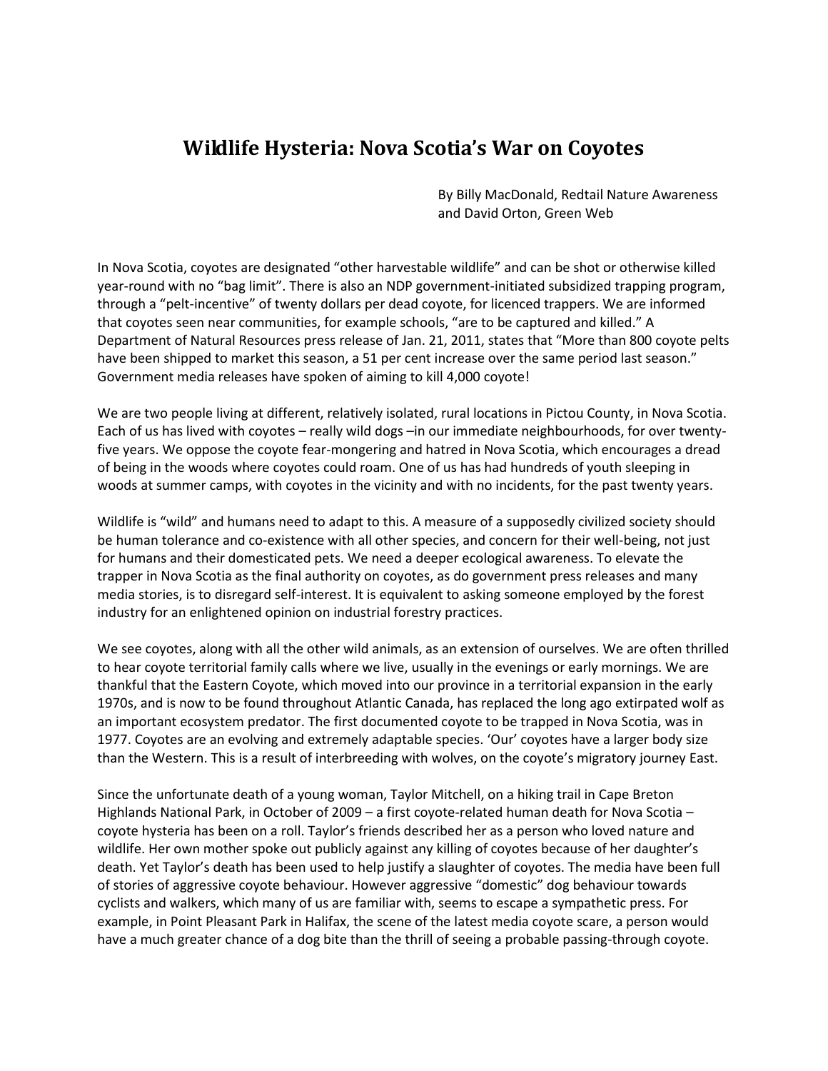# Wildlife Hysteria: Nova Scotia's War on Coyotes

By Billy MacDonald, Redtail Nature Awareness
and David Orton, Green Web

In Nova Scotia, coyotes are designated "other harvestable wildlife" and can be shot or otherwise killed year-round with no "bag limit". There is also an NDP government-initiated subsidized trapping program, through a "pelt-incentive" of twenty dollars per dead coyote, for licenced trappers. We are informed that coyotes seen near communities, for example schools, "are to be captured and killed." A Department of Natural Resources press release of Jan. 21, 2011, states that "More than 800 coyote pelts have been shipped to market this season, a 51 per cent increase over the same period last season." Government media releases have spoken of aiming to kill 4,000 coyote!

We are two people living at different, relatively isolated, rural locations in Pictou County, in Nova Scotia. Each of us has lived with coyotes – really wild dogs –in our immediate neighbourhoods, for over twenty-five years. We oppose the coyote fear-mongering and hatred in Nova Scotia, which encourages a dread of being in the woods where coyotes could roam. One of us has had hundreds of youth sleeping in woods at summer camps, with coyotes in the vicinity and with no incidents, for the past twenty years.

Wildlife is "wild" and humans need to adapt to this. A measure of a supposedly civilized society should be human tolerance and co-existence with all other species, and concern for their well-being, not just for humans and their domesticated pets. We need a deeper ecological awareness. To elevate the trapper in Nova Scotia as the final authority on coyotes, as do government press releases and many media stories, is to disregard self-interest. It is equivalent to asking someone employed by the forest industry for an enlightened opinion on industrial forestry practices.

We see coyotes, along with all the other wild animals, as an extension of ourselves. We are often thrilled to hear coyote territorial family calls where we live, usually in the evenings or early mornings. We are thankful that the Eastern Coyote, which moved into our province in a territorial expansion in the early 1970s, and is now to be found throughout Atlantic Canada, has replaced the long ago extirpated wolf as an important ecosystem predator. The first documented coyote to be trapped in Nova Scotia, was in 1977. Coyotes are an evolving and extremely adaptable species. 'Our' coyotes have a larger body size than the Western. This is a result of interbreeding with wolves, on the coyote's migratory journey East.

Since the unfortunate death of a young woman, Taylor Mitchell, on a hiking trail in Cape Breton Highlands National Park, in October of 2009 – a first coyote-related human death for Nova Scotia – coyote hysteria has been on a roll. Taylor's friends described her as a person who loved nature and wildlife. Her own mother spoke out publicly against any killing of coyotes because of her daughter's death. Yet Taylor's death has been used to help justify a slaughter of coyotes. The media have been full of stories of aggressive coyote behaviour. However aggressive "domestic" dog behaviour towards cyclists and walkers, which many of us are familiar with, seems to escape a sympathetic press. For example, in Point Pleasant Park in Halifax, the scene of the latest media coyote scare, a person would have a much greater chance of a dog bite than the thrill of seeing a probable passing-through coyote.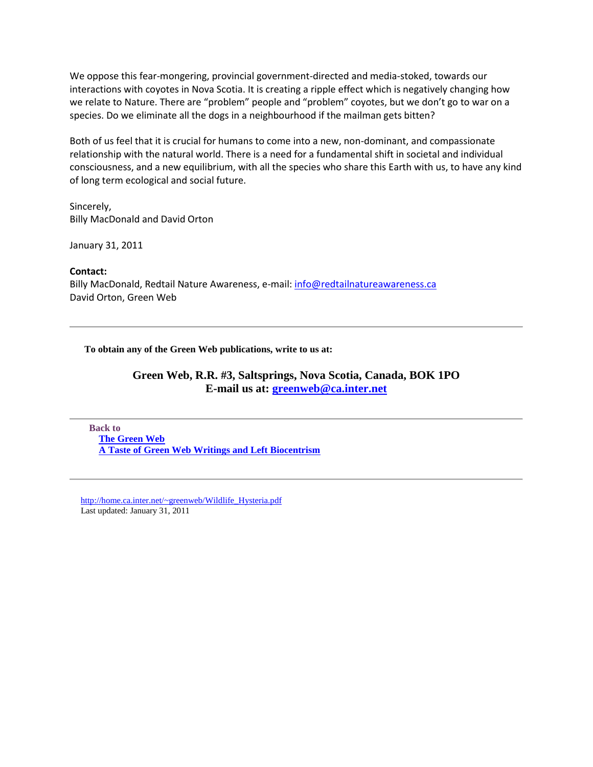We oppose this fear-mongering, provincial government-directed and media-stoked, towards our interactions with coyotes in Nova Scotia. It is creating a ripple effect which is negatively changing how we relate to Nature. There are “problem” people and “problem” coyotes, but we don’t go to war on a species. Do we eliminate all the dogs in a neighbourhood if the mailman gets bitten?

Both of us feel that it is crucial for humans to come into a new, non-dominant, and compassionate relationship with the natural world. There is a need for a fundamental shift in societal and individual consciousness, and a new equilibrium, with all the species who share this Earth with us, to have any kind of long term ecological and social future.

Sincerely,
Billy MacDonald and David Orton

January 31, 2011

**Contact:**
Billy MacDonald, Redtail Nature Awareness, e-mail: info@redtailnatureawareness.ca
David Orton, Green Web

---

**To obtain any of the Green Web publications, write to us at:**

**Green Web, R.R. #3, Saltsprings, Nova Scotia, Canada, BOK 1PO**
**E-mail us at: greenweb@ca.inter.net**

---

**Back to**
**The Green Web**
**A Taste of Green Web Writings and Left Biocentrism**

---

http://home.ca.inter.net/~greenweb/Wildlife_Hysteria.pdf
Last updated: January 31, 2011